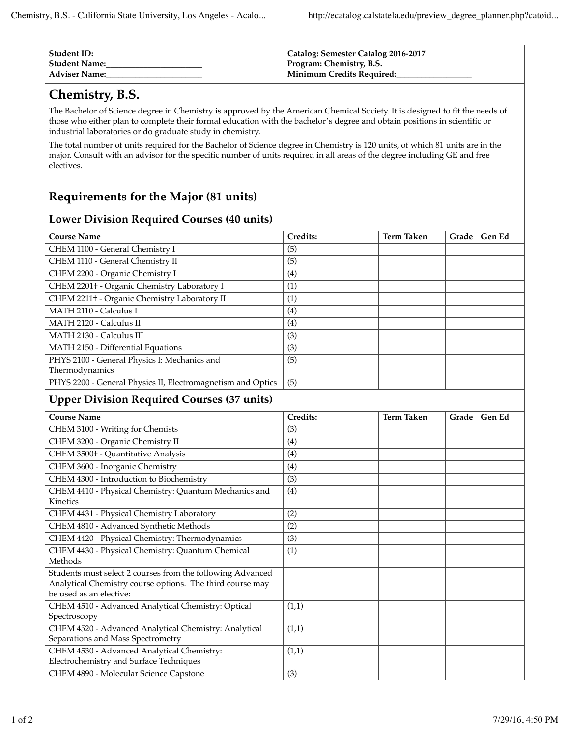| Student ID:_______________________ | Catalog: Semester Catalog 2016-2017 |
| --- | --- |
| Student Name:_____________________ | Program: Chemistry, B.S. |
| Adviser Name:_____________________ | Minimum Credits Required:______________ |

# Chemistry, B.S.

The Bachelor of Science degree in Chemistry is approved by the American Chemical Society. It is designed to fit the needs of those who either plan to complete their formal education with the bachelor's degree and obtain positions in scientific or industrial laboratories or do graduate study in chemistry.

The total number of units required for the Bachelor of Science degree in Chemistry is 120 units, of which 81 units are in the major. Consult with an advisor for the specific number of units required in all areas of the degree including GE and free electives.

## Requirements for the Major (81 units)

### Lower Division Required Courses (40 units)

| Course Name | Credits: | Term Taken | Grade | Gen Ed |
| --- | --- | --- | --- | --- |
| CHEM 1100 - General Chemistry I | (5) | | | |
| CHEM 1110 - General Chemistry II | (5) | | | |
| CHEM 2200 - Organic Chemistry I | (4) | | | |
| CHEM 2201† - Organic Chemistry Laboratory I | (1) | | | |
| CHEM 2211† - Organic Chemistry Laboratory II | (1) | | | |
| MATH 2110 - Calculus I | (4) | | | |
| MATH 2120 - Calculus II | (4) | | | |
| MATH 2130 - Calculus III | (3) | | | |
| MATH 2150 - Differential Equations | (3) | | | |
| PHYS 2100 - General Physics I: Mechanics and Thermodynamics | (5) | | | |
| PHYS 2200 - General Physics II, Electromagnetism and Optics | (5) | | | |

### Upper Division Required Courses (37 units)

| Course Name | Credits: | Term Taken | Grade | Gen Ed |
| --- | --- | --- | --- | --- |
| CHEM 3100 - Writing for Chemists | (3) | | | |
| CHEM 3200 - Organic Chemistry II | (4) | | | |
| CHEM 3500† - Quantitative Analysis | (4) | | | |
| CHEM 3600 - Inorganic Chemistry | (4) | | | |
| CHEM 4300 - Introduction to Biochemistry | (3) | | | |
| CHEM 4410 - Physical Chemistry: Quantum Mechanics and Kinetics | (4) | | | |
| CHEM 4431 - Physical Chemistry Laboratory | (2) | | | |
| CHEM 4810 - Advanced Synthetic Methods | (2) | | | |
| CHEM 4420 - Physical Chemistry: Thermodynamics | (3) | | | |
| CHEM 4430 - Physical Chemistry: Quantum Chemical Methods | (1) | | | |
| Students must select 2 courses from the following Advanced Analytical Chemistry course options. The third course may be used as an elective: | | | | |
| CHEM 4510 - Advanced Analytical Chemistry: Optical Spectroscopy | (1,1) | | | |
| CHEM 4520 - Advanced Analytical Chemistry: Analytical Separations and Mass Spectrometry | (1,1) | | | |
| CHEM 4530 - Advanced Analytical Chemistry: Electrochemistry and Surface Techniques | (1,1) | | | |
| CHEM 4890 - Molecular Science Capstone | (3) | | | |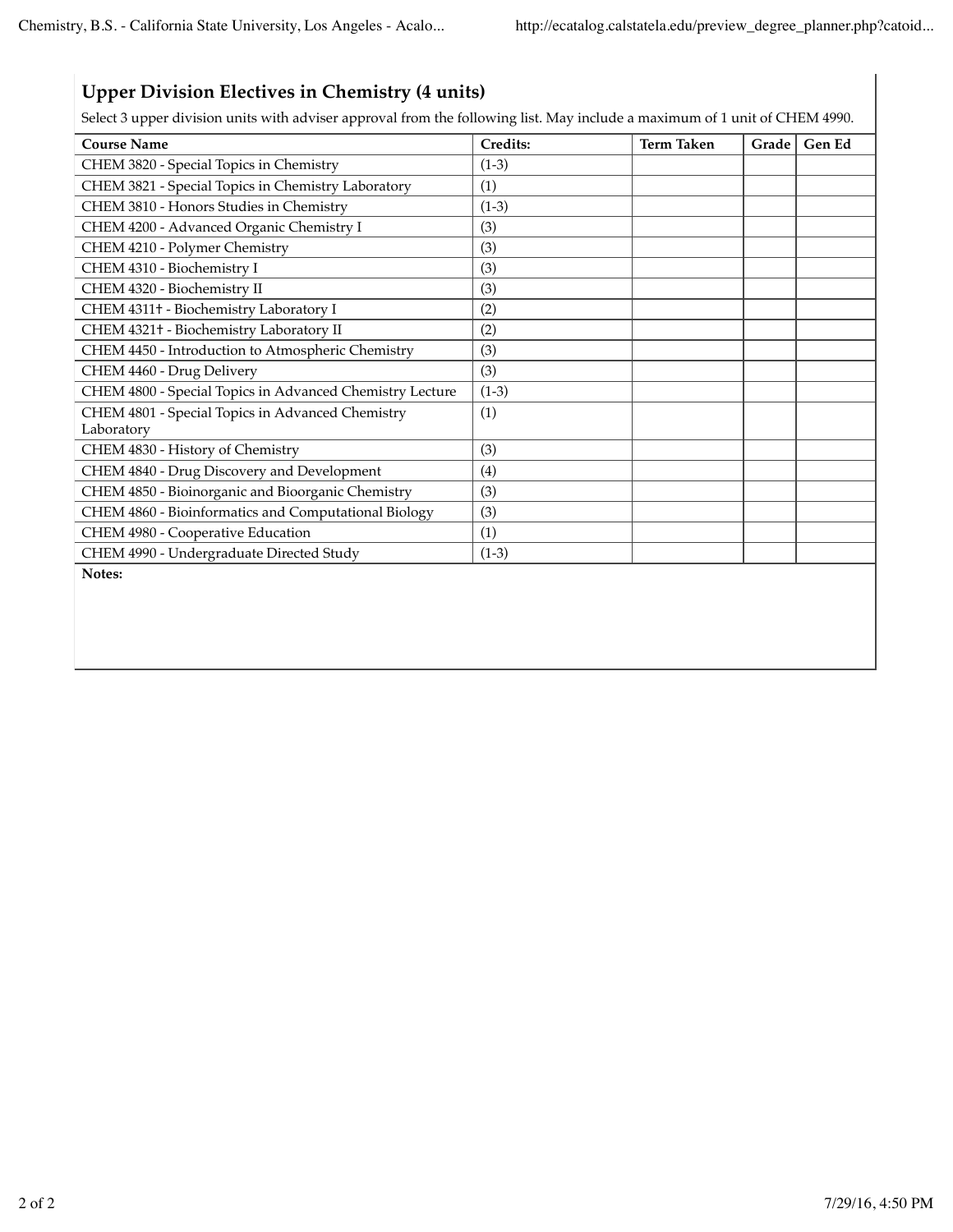## Upper Division Electives in Chemistry (4 units)

Select 3 upper division units with adviser approval from the following list. May include a maximum of 1 unit of CHEM 4990.

| Course Name | Credits: | Term Taken | Grade | Gen Ed |
|---|---|---|---|---|
| CHEM 3820 - Special Topics in Chemistry | (1-3) | | | |
| CHEM 3821 - Special Topics in Chemistry Laboratory | (1) | | | |
| CHEM 3810 - Honors Studies in Chemistry | (1-3) | | | |
| CHEM 4200 - Advanced Organic Chemistry I | (3) | | | |
| CHEM 4210 - Polymer Chemistry | (3) | | | |
| CHEM 4310 - Biochemistry I | (3) | | | |
| CHEM 4320 - Biochemistry II | (3) | | | |
| CHEM 4311† - Biochemistry Laboratory I | (2) | | | |
| CHEM 4321† - Biochemistry Laboratory II | (2) | | | |
| CHEM 4450 - Introduction to Atmospheric Chemistry | (3) | | | |
| CHEM 4460 - Drug Delivery | (3) | | | |
| CHEM 4800 - Special Topics in Advanced Chemistry Lecture | (1-3) | | | |
| CHEM 4801 - Special Topics in Advanced Chemistry Laboratory | (1) | | | |
| CHEM 4830 - History of Chemistry | (3) | | | |
| CHEM 4840 - Drug Discovery and Development | (4) | | | |
| CHEM 4850 - Bioinorganic and Bioorganic Chemistry | (3) | | | |
| CHEM 4860 - Bioinformatics and Computational Biology | (3) | | | |
| CHEM 4980 - Cooperative Education | (1) | | | |
| CHEM 4990 - Undergraduate Directed Study | (1-3) | | | |

**Notes:**